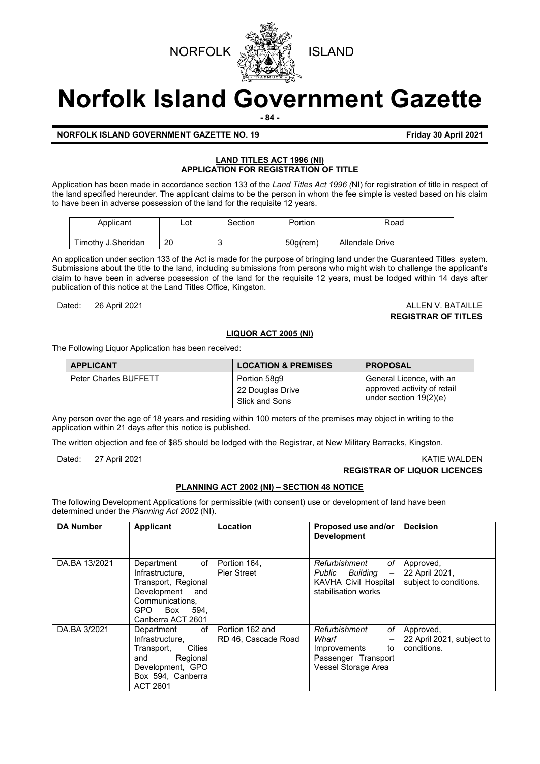NORFOLK ISLAND

# Norfolk Island Government Gazette

**NORFOLK ISLAND GOVERNMENT GAZETTE NO. 19** **Friday 30 April 2021**

## LAND TITLES ACT 1996 (NI)
## APPLICATION FOR REGISTRATION OF TITLE

Application has been made in accordance section 133 of the *Land Titles Act 1996 (*NI) for registration of title in respect of the land specified hereunder. The applicant claims to be the person in whom the fee simple is vested based on his claim to have been in adverse possession of the land for the requisite 12 years.

| Applicant | Lot | Section | Portion | Road |
|---|---|---|---|---|
| Timothy J.Sheridan | 20 | 3 | 50g(rem) | Allendale Drive |

An application under section 133 of the Act is made for the purpose of bringing land under the Guaranteed Titles system. Submissions about the title to the land, including submissions from persons who might wish to challenge the applicant's claim to have been in adverse possession of the land for the requisite 12 years, must be lodged within 14 days after publication of this notice at the Land Titles Office, Kingston.

Dated: 26 April 2021

ALLEN V. BATAILLE
**REGISTRAR OF TITLES**

## LIQUOR ACT 2005 (NI)

The Following Liquor Application has been received:

| APPLICANT | LOCATION & PREMISES | PROPOSAL |
|---|---|---|
| Peter Charles BUFFETT | Portion 58g9<br>22 Douglas Drive<br>Slick and Sons | General Licence, with an approved activity of retail under section 19(2)(e) |

Any person over the age of 18 years and residing within 100 meters of the premises may object in writing to the application within 21 days after this notice is published.

The written objection and fee of $85 should be lodged with the Registrar, at New Military Barracks, Kingston.

Dated: 27 April 2021

KATIE WALDEN
**REGISTRAR OF LIQUOR LICENCES**

## PLANNING ACT 2002 (NI) – SECTION 48 NOTICE

The following Development Applications for permissible (with consent) use or development of land have been determined under the *Planning Act 2002* (NI).

| DA Number | Applicant | Location | Proposed use and/or Development | Decision |
|---|---|---|---|---|
| DA.BA 13/2021 | Department of Infrastructure, Transport, Regional Development and Communications, GPO Box 594, Canberra ACT 2601 | Portion 164, Pier Street | *Refurbishment of Public Building* – KAVHA Civil Hospital stabilisation works | Approved, 22 April 2021, subject to conditions. |
| DA.BA 3/2021 | Department of Infrastructure, Transport, Cities and Regional Development, GPO Box 594, Canberra ACT 2601 | Portion 162 and RD 46, Cascade Road | *Refurbishment of Wharf* – Improvements to Passenger Transport Vessel Storage Area | Approved, 22 April 2021, subject to conditions. |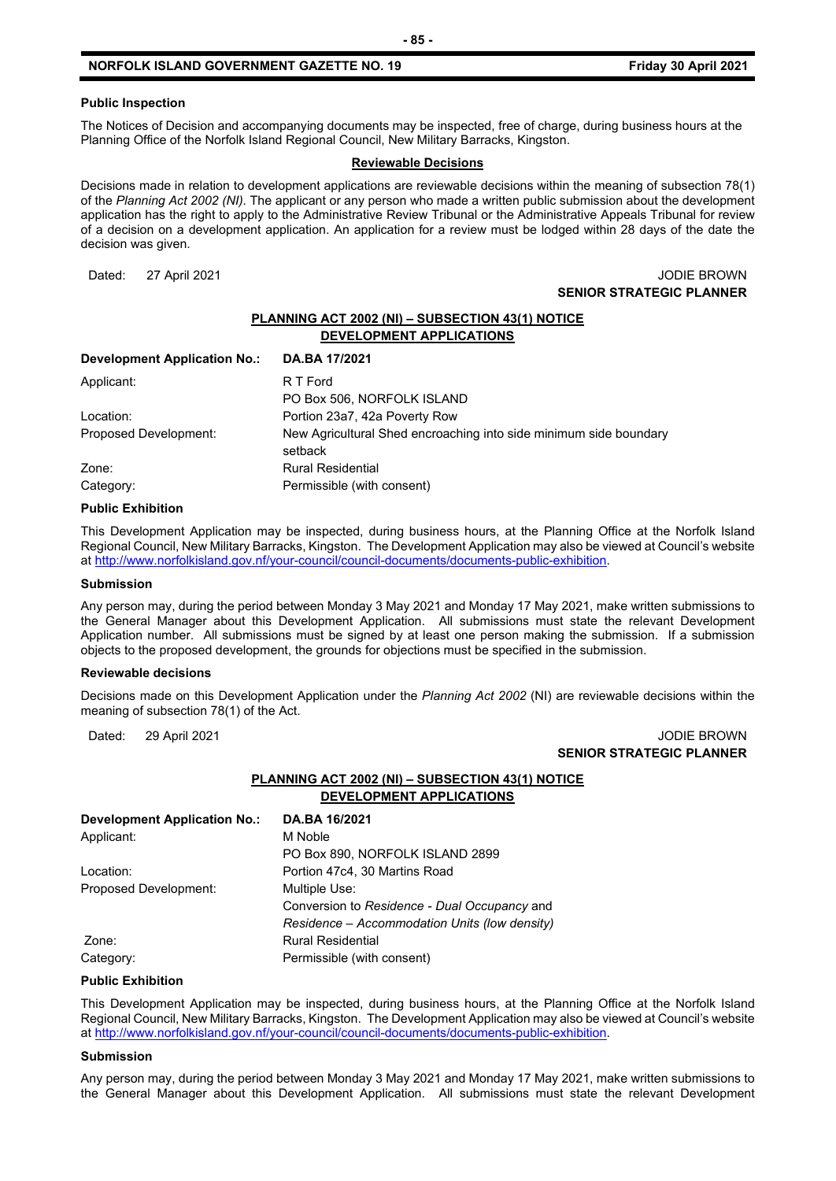**Public Inspection**

The Notices of Decision and accompanying documents may be inspected, free of charge, during business hours at the Planning Office of the Norfolk Island Regional Council, New Military Barracks, Kingston.

**Reviewable Decisions**

Decisions made in relation to development applications are reviewable decisions within the meaning of subsection 78(1) of the *Planning Act 2002 (NI).* The applicant or any person who made a written public submission about the development application has the right to apply to the Administrative Review Tribunal or the Administrative Appeals Tribunal for review of a decision on a development application. An application for a review must be lodged within 28 days of the date the decision was given.

Dated: 27 April 2021

JODIE BROWN
**SENIOR STRATEGIC PLANNER**

## PLANNING ACT 2002 (NI) – SUBSECTION 43(1) NOTICE
## DEVELOPMENT APPLICATIONS

| **Development Application No.:** | **DA.BA 17/2021** |
|---|---|
| Applicant: | R T Ford<br>PO Box 506, NORFOLK ISLAND |
| Location: | Portion 23a7, 42a Poverty Row |
| Proposed Development: | New Agricultural Shed encroaching into side minimum side boundary setback |
| Zone: | Rural Residential |
| Category: | Permissible (with consent) |

**Public Exhibition**

This Development Application may be inspected, during business hours, at the Planning Office at the Norfolk Island Regional Council, New Military Barracks, Kingston. The Development Application may also be viewed at Council's website at http://www.norfolkisland.gov.nf/your-council/council-documents/documents-public-exhibition.

**Submission**

Any person may, during the period between Monday 3 May 2021 and Monday 17 May 2021, make written submissions to the General Manager about this Development Application. All submissions must state the relevant Development Application number. All submissions must be signed by at least one person making the submission. If a submission objects to the proposed development, the grounds for objections must be specified in the submission.

**Reviewable decisions**

Decisions made on this Development Application under the *Planning Act 2002* (NI) are reviewable decisions within the meaning of subsection 78(1) of the Act.

Dated: 29 April 2021

JODIE BROWN
**SENIOR STRATEGIC PLANNER**

## PLANNING ACT 2002 (NI) – SUBSECTION 43(1) NOTICE
## DEVELOPMENT APPLICATIONS

| **Development Application No.:** | **DA.BA 16/2021** |
|---|---|
| Applicant: | M Noble<br>PO Box 890, NORFOLK ISLAND 2899 |
| Location: | Portion 47c4, 30 Martins Road |
| Proposed Development: | Multiple Use:<br>Conversion to *Residence - Dual Occupancy* and<br>*Residence – Accommodation Units (low density)* |
| Zone: | Rural Residential |
| Category: | Permissible (with consent) |

**Public Exhibition**

This Development Application may be inspected, during business hours, at the Planning Office at the Norfolk Island Regional Council, New Military Barracks, Kingston. The Development Application may also be viewed at Council's website at http://www.norfolkisland.gov.nf/your-council/council-documents/documents-public-exhibition.

**Submission**

Any person may, during the period between Monday 3 May 2021 and Monday 17 May 2021, make written submissions to the General Manager about this Development Application. All submissions must state the relevant Development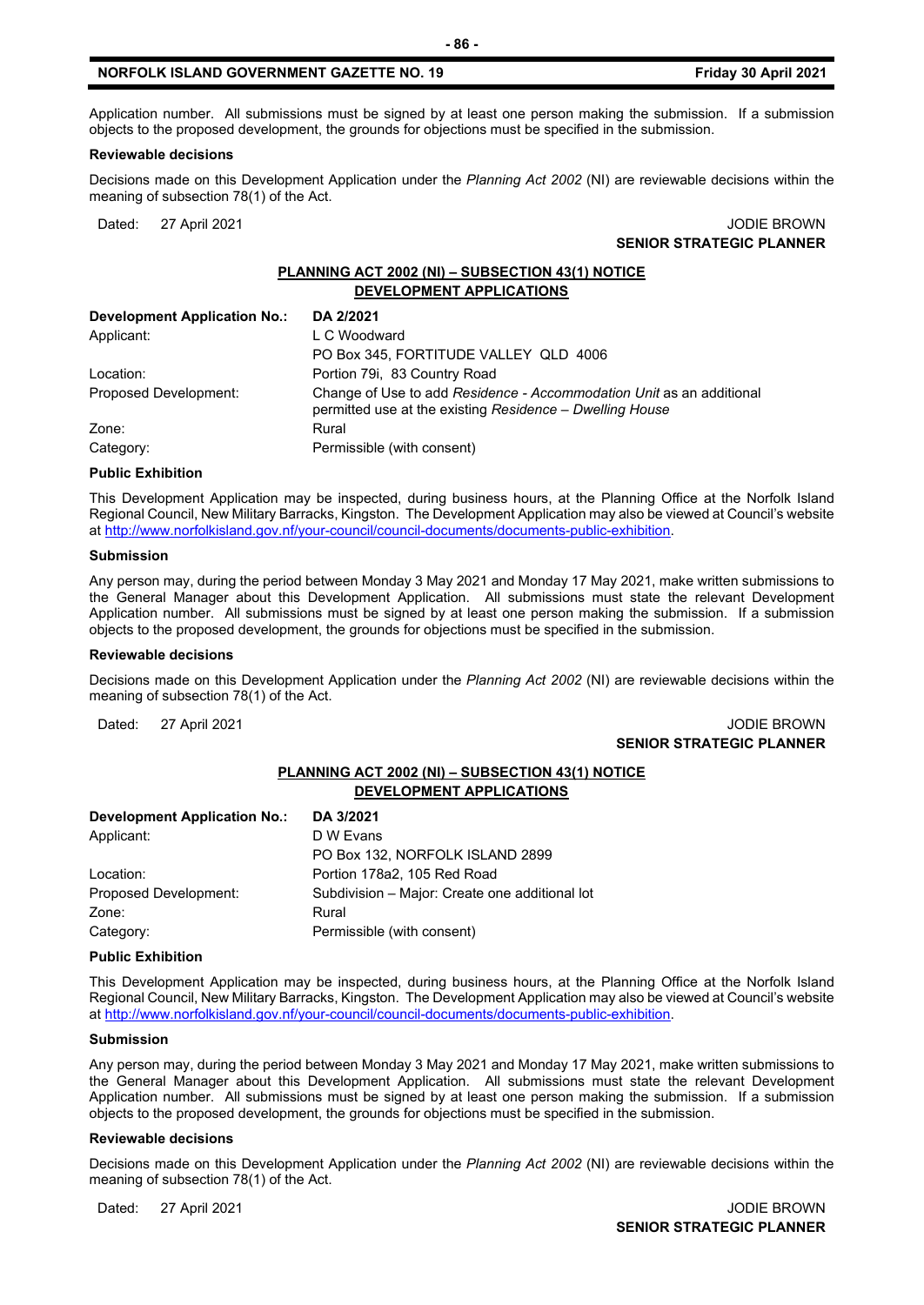Application number. All submissions must be signed by at least one person making the submission. If a submission objects to the proposed development, the grounds for objections must be specified in the submission.

**Reviewable decisions**

Decisions made on this Development Application under the *Planning Act 2002* (NI) are reviewable decisions within the meaning of subsection 78(1) of the Act.

Dated: 27 April 2021

JODIE BROWN
**SENIOR STRATEGIC PLANNER**

## PLANNING ACT 2002 (NI) – SUBSECTION 43(1) NOTICE
## DEVELOPMENT APPLICATIONS

| **Development Application No.:** | **DA 2/2021** |
|---|---|
| Applicant: | L C Woodward<br>PO Box 345, FORTITUDE VALLEY QLD 4006 |
| Location: | Portion 79i, 83 Country Road |
| Proposed Development: | Change of Use to add *Residence - Accommodation Unit* as an additional permitted use at the existing *Residence – Dwelling House* |
| Zone: | Rural |
| Category: | Permissible (with consent) |

**Public Exhibition**

This Development Application may be inspected, during business hours, at the Planning Office at the Norfolk Island Regional Council, New Military Barracks, Kingston. The Development Application may also be viewed at Council's website at http://www.norfolkisland.gov.nf/your-council/council-documents/documents-public-exhibition.

**Submission**

Any person may, during the period between Monday 3 May 2021 and Monday 17 May 2021, make written submissions to the General Manager about this Development Application. All submissions must state the relevant Development Application number. All submissions must be signed by at least one person making the submission. If a submission objects to the proposed development, the grounds for objections must be specified in the submission.

**Reviewable decisions**

Decisions made on this Development Application under the *Planning Act 2002* (NI) are reviewable decisions within the meaning of subsection 78(1) of the Act.

Dated: 27 April 2021

JODIE BROWN
**SENIOR STRATEGIC PLANNER**

## PLANNING ACT 2002 (NI) – SUBSECTION 43(1) NOTICE
## DEVELOPMENT APPLICATIONS

| **Development Application No.:** | **DA 3/2021** |
|---|---|
| Applicant: | D W Evans<br>PO Box 132, NORFOLK ISLAND 2899 |
| Location: | Portion 178a2, 105 Red Road |
| Proposed Development: | Subdivision – Major: Create one additional lot |
| Zone: | Rural |
| Category: | Permissible (with consent) |

**Public Exhibition**

This Development Application may be inspected, during business hours, at the Planning Office at the Norfolk Island Regional Council, New Military Barracks, Kingston. The Development Application may also be viewed at Council's website at http://www.norfolkisland.gov.nf/your-council/council-documents/documents-public-exhibition.

**Submission**

Any person may, during the period between Monday 3 May 2021 and Monday 17 May 2021, make written submissions to the General Manager about this Development Application. All submissions must state the relevant Development Application number. All submissions must be signed by at least one person making the submission. If a submission objects to the proposed development, the grounds for objections must be specified in the submission.

**Reviewable decisions**

Decisions made on this Development Application under the *Planning Act 2002* (NI) are reviewable decisions within the meaning of subsection 78(1) of the Act.

Dated: 27 April 2021

JODIE BROWN
**SENIOR STRATEGIC PLANNER**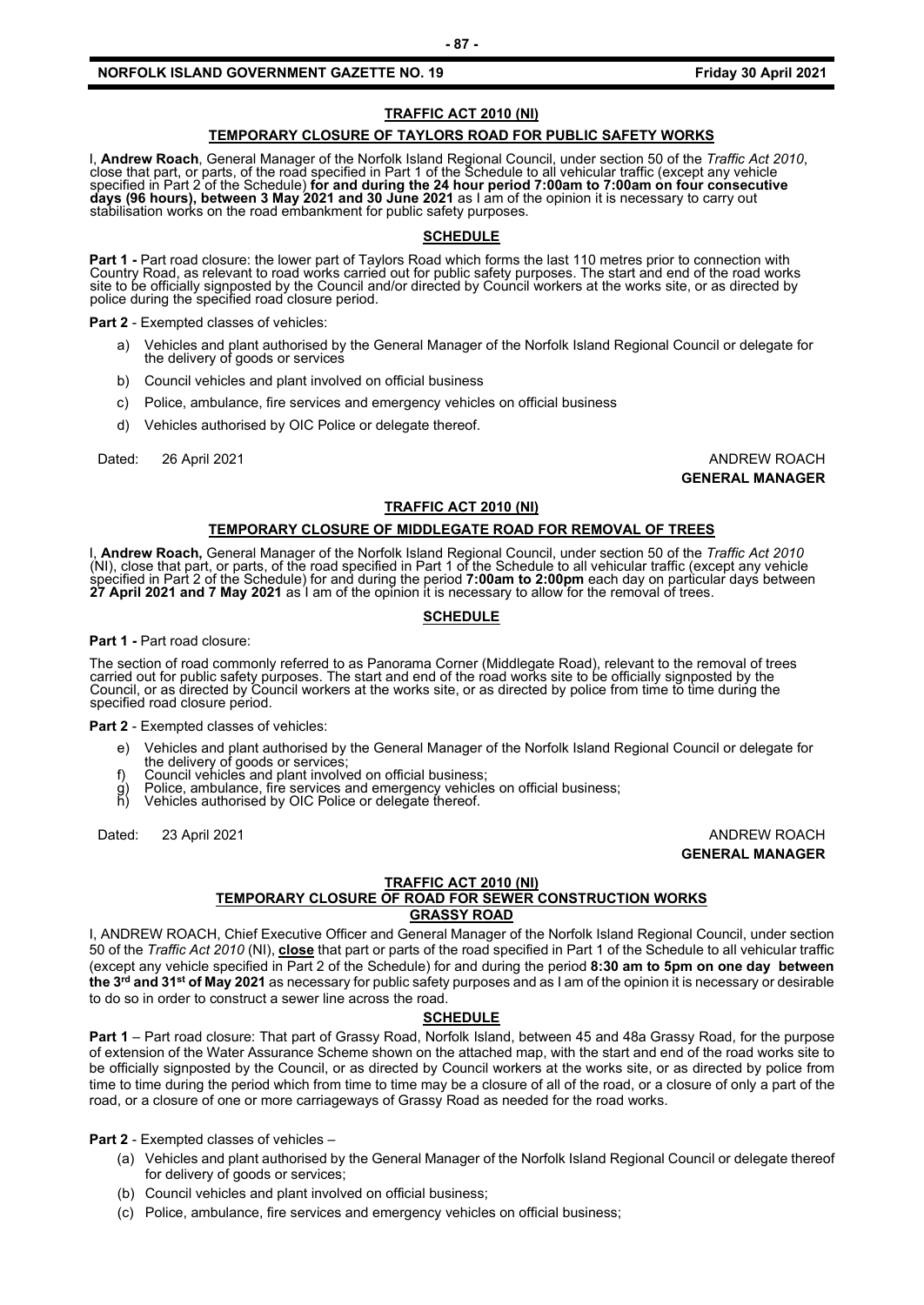## TRAFFIC ACT 2010 (NI)

### TEMPORARY CLOSURE OF TAYLORS ROAD FOR PUBLIC SAFETY WORKS

I, **Andrew Roach**, General Manager of the Norfolk Island Regional Council, under section 50 of the *Traffic Act 2010*, close that part, or parts, of the road specified in Part 1 of the Schedule to all vehicular traffic (except any vehicle specified in Part 2 of the Schedule) **for and during the 24 hour period 7:00am to 7:00am on four consecutive days (96 hours), between 3 May 2021 and 30 June 2021** as I am of the opinion it is necessary to carry out stabilisation works on the road embankment for public safety purposes.

#### SCHEDULE

**Part 1 -** Part road closure: the lower part of Taylors Road which forms the last 110 metres prior to connection with Country Road, as relevant to road works carried out for public safety purposes. The start and end of the road works site to be officially signposted by the Council and/or directed by Council workers at the works site, or as directed by police during the specified road closure period.

**Part 2** - Exempted classes of vehicles:

a) Vehicles and plant authorised by the General Manager of the Norfolk Island Regional Council or delegate for the delivery of goods or services

b) Council vehicles and plant involved on official business

c) Police, ambulance, fire services and emergency vehicles on official business

d) Vehicles authorised by OIC Police or delegate thereof.

Dated: 26 April 2021

ANDREW ROACH
**GENERAL MANAGER**

## TRAFFIC ACT 2010 (NI)

### TEMPORARY CLOSURE OF MIDDLEGATE ROAD FOR REMOVAL OF TREES

I, **Andrew Roach,** General Manager of the Norfolk Island Regional Council, under section 50 of the *Traffic Act 2010* (NI), close that part, or parts, of the road specified in Part 1 of the Schedule to all vehicular traffic (except any vehicle specified in Part 2 of the Schedule) for and during the period **7:00am to 2:00pm** each day on particular days between **27 April 2021 and 7 May 2021** as I am of the opinion it is necessary to allow for the removal of trees.

#### SCHEDULE

**Part 1 -** Part road closure:

The section of road commonly referred to as Panorama Corner (Middlegate Road), relevant to the removal of trees carried out for public safety purposes. The start and end of the road works site to be officially signposted by the Council, or as directed by Council workers at the works site, or as directed by police from time to time during the specified road closure period.

**Part 2** - Exempted classes of vehicles:

e) Vehicles and plant authorised by the General Manager of the Norfolk Island Regional Council or delegate for the delivery of goods or services;

f) Council vehicles and plant involved on official business;

g) Police, ambulance, fire services and emergency vehicles on official business;

h) Vehicles authorised by OIC Police or delegate thereof.

Dated: 23 April 2021

ANDREW ROACH
**GENERAL MANAGER**

## TRAFFIC ACT 2010 (NI)

### TEMPORARY CLOSURE OF ROAD FOR SEWER CONSTRUCTION WORKS

### GRASSY ROAD

I, ANDREW ROACH, Chief Executive Officer and General Manager of the Norfolk Island Regional Council, under section 50 of the *Traffic Act 2010* (NI), **close** that part or parts of the road specified in Part 1 of the Schedule to all vehicular traffic (except any vehicle specified in Part 2 of the Schedule) for and during the period **8:30 am to 5pm on one day between the 3rd and 31st of May 2021** as necessary for public safety purposes and as I am of the opinion it is necessary or desirable to do so in order to construct a sewer line across the road.

#### SCHEDULE

**Part 1** – Part road closure: That part of Grassy Road, Norfolk Island, between 45 and 48a Grassy Road, for the purpose of extension of the Water Assurance Scheme shown on the attached map, with the start and end of the road works site to be officially signposted by the Council, or as directed by Council workers at the works site, or as directed by police from time to time during the period which from time to time may be a closure of all of the road, or a closure of only a part of the road, or a closure of one or more carriageways of Grassy Road as needed for the road works.

**Part 2** - Exempted classes of vehicles –

(a) Vehicles and plant authorised by the General Manager of the Norfolk Island Regional Council or delegate thereof for delivery of goods or services;

(b) Council vehicles and plant involved on official business;

(c) Police, ambulance, fire services and emergency vehicles on official business;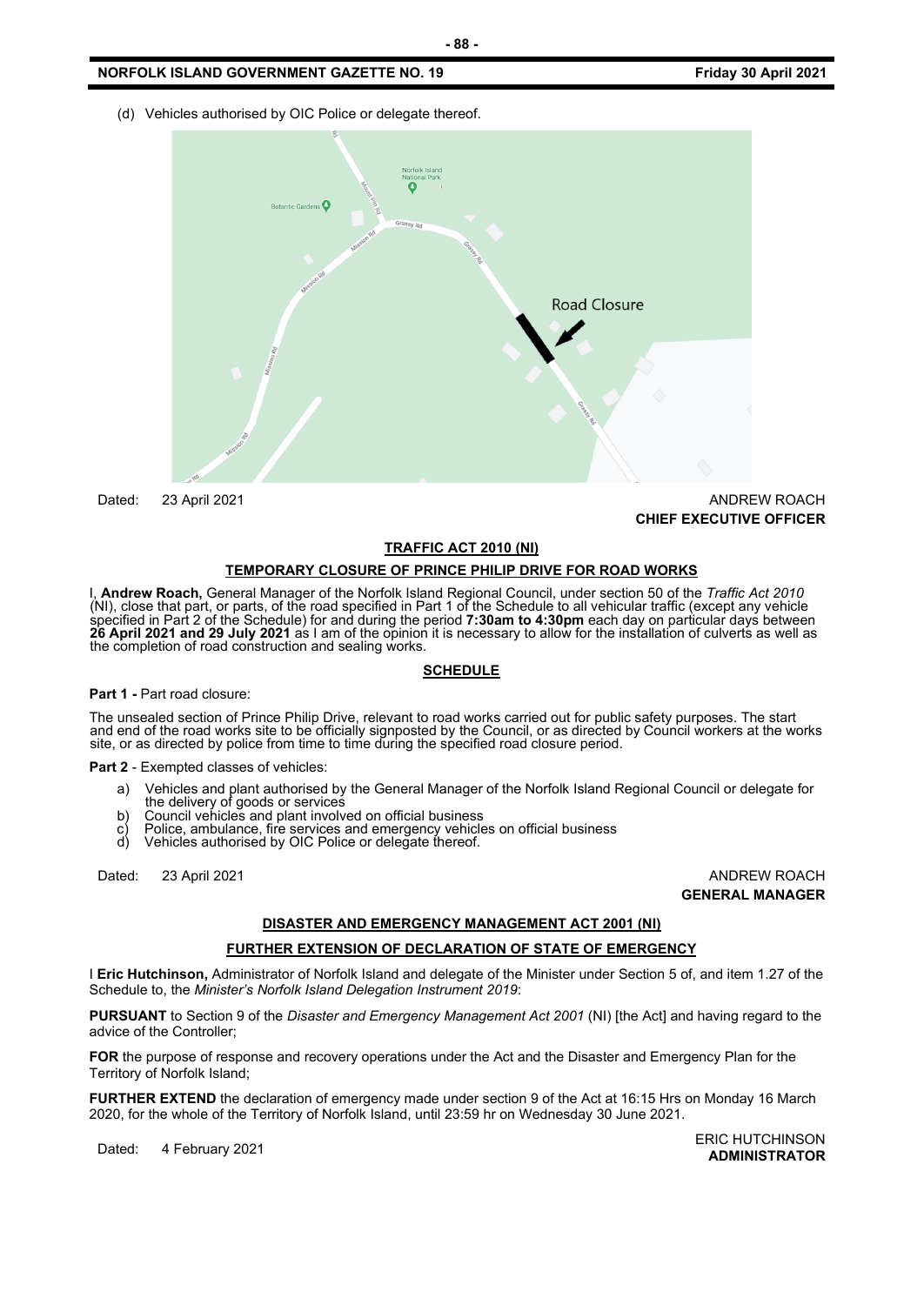(d) Vehicles authorised by OIC Police or delegate thereof.

Dated: 23 April 2021

ANDREW ROACH
**CHIEF EXECUTIVE OFFICER**

## TRAFFIC ACT 2010 (NI)

## TEMPORARY CLOSURE OF PRINCE PHILIP DRIVE FOR ROAD WORKS

I, **Andrew Roach,** General Manager of the Norfolk Island Regional Council, under section 50 of the *Traffic Act 2010* (NI), close that part, or parts, of the road specified in Part 1 of the Schedule to all vehicular traffic (except any vehicle specified in Part 2 of the Schedule) for and during the period **7:30am to 4:30pm** each day on particular days between **26 April 2021 and 29 July 2021** as I am of the opinion it is necessary to allow for the installation of culverts as well as the completion of road construction and sealing works.

### SCHEDULE

**Part 1 -** Part road closure:

The unsealed section of Prince Philip Drive, relevant to road works carried out for public safety purposes. The start and end of the road works site to be officially signposted by the Council, or as directed by Council workers at the works site, or as directed by police from time to time during the specified road closure period.

**Part 2** - Exempted classes of vehicles:

a) Vehicles and plant authorised by the General Manager of the Norfolk Island Regional Council or delegate for the delivery of goods or services
b) Council vehicles and plant involved on official business
c) Police, ambulance, fire services and emergency vehicles on official business
d) Vehicles authorised by OIC Police or delegate thereof.

Dated: 23 April 2021

ANDREW ROACH
**GENERAL MANAGER**

## DISASTER AND EMERGENCY MANAGEMENT ACT 2001 (NI)

## FURTHER EXTENSION OF DECLARATION OF STATE OF EMERGENCY

I **Eric Hutchinson,** Administrator of Norfolk Island and delegate of the Minister under Section 5 of, and item 1.27 of the Schedule to, the *Minister's Norfolk Island Delegation Instrument 2019*:

**PURSUANT** to Section 9 of the *Disaster and Emergency Management Act 2001* (NI) [the Act] and having regard to the advice of the Controller;

**FOR** the purpose of response and recovery operations under the Act and the Disaster and Emergency Plan for the Territory of Norfolk Island;

**FURTHER EXTEND** the declaration of emergency made under section 9 of the Act at 16:15 Hrs on Monday 16 March 2020, for the whole of the Territory of Norfolk Island, until 23:59 hr on Wednesday 30 June 2021.

Dated: 4 February 2021

ERIC HUTCHINSON
**ADMINISTRATOR**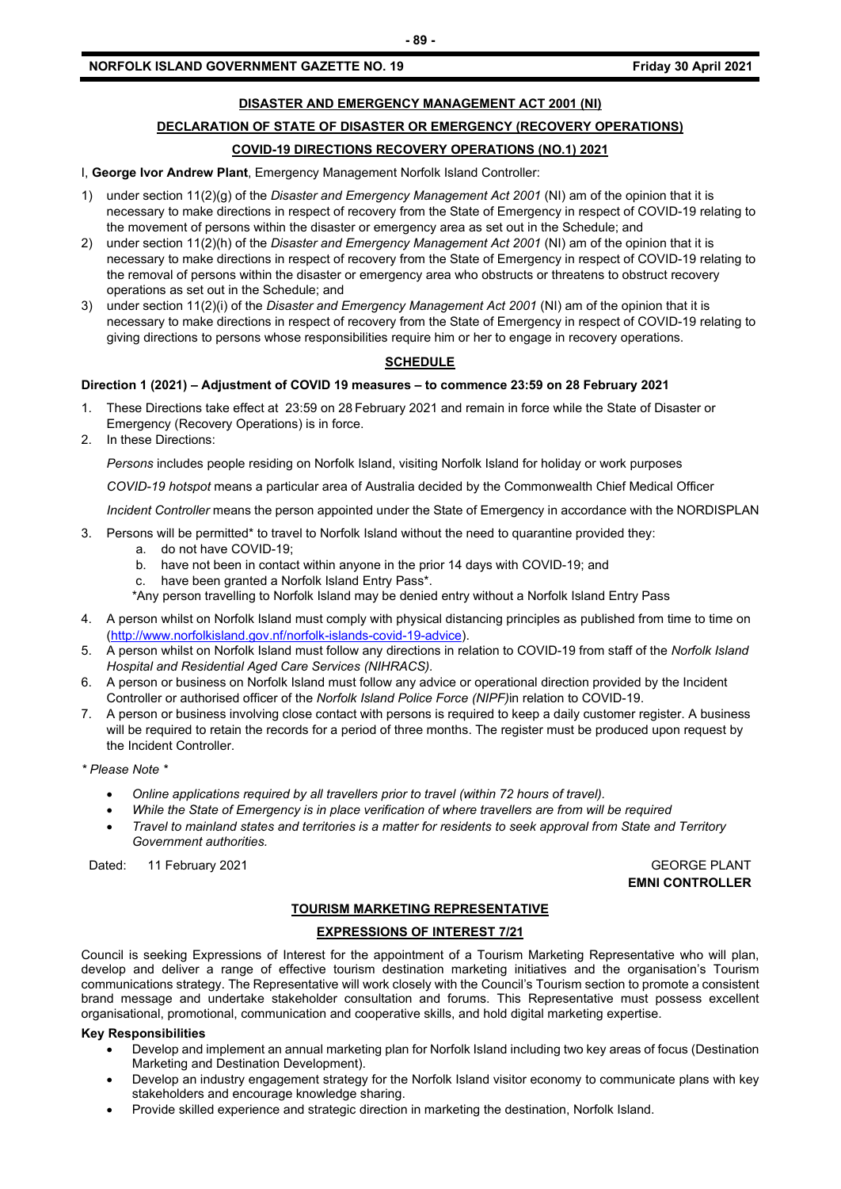## DISASTER AND EMERGENCY MANAGEMENT ACT 2001 (NI)

## DECLARATION OF STATE OF DISASTER OR EMERGENCY (RECOVERY OPERATIONS)

## COVID-19 DIRECTIONS RECOVERY OPERATIONS (NO.1) 2021

I, **George Ivor Andrew Plant**, Emergency Management Norfolk Island Controller:

1) under section 11(2)(g) of the *Disaster and Emergency Management Act 2001* (NI) am of the opinion that it is necessary to make directions in respect of recovery from the State of Emergency in respect of COVID-19 relating to the movement of persons within the disaster or emergency area as set out in the Schedule; and
2) under section 11(2)(h) of the *Disaster and Emergency Management Act 2001* (NI) am of the opinion that it is necessary to make directions in respect of recovery from the State of Emergency in respect of COVID-19 relating to the removal of persons within the disaster or emergency area who obstructs or threatens to obstruct recovery operations as set out in the Schedule; and
3) under section 11(2)(i) of the *Disaster and Emergency Management Act 2001* (NI) am of the opinion that it is necessary to make directions in respect of recovery from the State of Emergency in respect of COVID-19 relating to giving directions to persons whose responsibilities require him or her to engage in recovery operations.

## SCHEDULE

**Direction 1 (2021) – Adjustment of COVID 19 measures – to commence 23:59 on 28 February 2021**

1. These Directions take effect at 23:59 on 28 February 2021 and remain in force while the State of Disaster or Emergency (Recovery Operations) is in force.
2. In these Directions:

   *Persons* includes people residing on Norfolk Island, visiting Norfolk Island for holiday or work purposes

   *COVID-19 hotspot* means a particular area of Australia decided by the Commonwealth Chief Medical Officer

   *Incident Controller* means the person appointed under the State of Emergency in accordance with the NORDISPLAN

3. Persons will be permitted* to travel to Norfolk Island without the need to quarantine provided they:
   a. do not have COVID-19;
   b. have not been in contact within anyone in the prior 14 days with COVID-19; and
   c. have been granted a Norfolk Island Entry Pass*.

   *Any person travelling to Norfolk Island may be denied entry without a Norfolk Island Entry Pass

4. A person whilst on Norfolk Island must comply with physical distancing principles as published from time to time on (http://www.norfolkisland.gov.nf/norfolk-islands-covid-19-advice).
5. A person whilst on Norfolk Island must follow any directions in relation to COVID-19 from staff of the *Norfolk Island Hospital and Residential Aged Care Services (NIHRACS).*
6. A person or business on Norfolk Island must follow any advice or operational direction provided by the Incident Controller or authorised officer of the *Norfolk Island Police Force (NIPF)*in relation to COVID-19.
7. A person or business involving close contact with persons is required to keep a daily customer register. A business will be required to retain the records for a period of three months. The register must be produced upon request by the Incident Controller.

*\* Please Note \**

- *Online applications required by all travellers prior to travel (within 72 hours of travel).*
- *While the State of Emergency is in place verification of where travellers are from will be required*
- *Travel to mainland states and territories is a matter for residents to seek approval from State and Territory Government authorities.*

Dated: 11 February 2021

GEORGE PLANT
**EMNI CONTROLLER**

## TOURISM MARKETING REPRESENTATIVE

## EXPRESSIONS OF INTEREST 7/21

Council is seeking Expressions of Interest for the appointment of a Tourism Marketing Representative who will plan, develop and deliver a range of effective tourism destination marketing initiatives and the organisation's Tourism communications strategy. The Representative will work closely with the Council's Tourism section to promote a consistent brand message and undertake stakeholder consultation and forums. This Representative must possess excellent organisational, promotional, communication and cooperative skills, and hold digital marketing expertise.

**Key Responsibilities**

- Develop and implement an annual marketing plan for Norfolk Island including two key areas of focus (Destination Marketing and Destination Development).
- Develop an industry engagement strategy for the Norfolk Island visitor economy to communicate plans with key stakeholders and encourage knowledge sharing.
- Provide skilled experience and strategic direction in marketing the destination, Norfolk Island.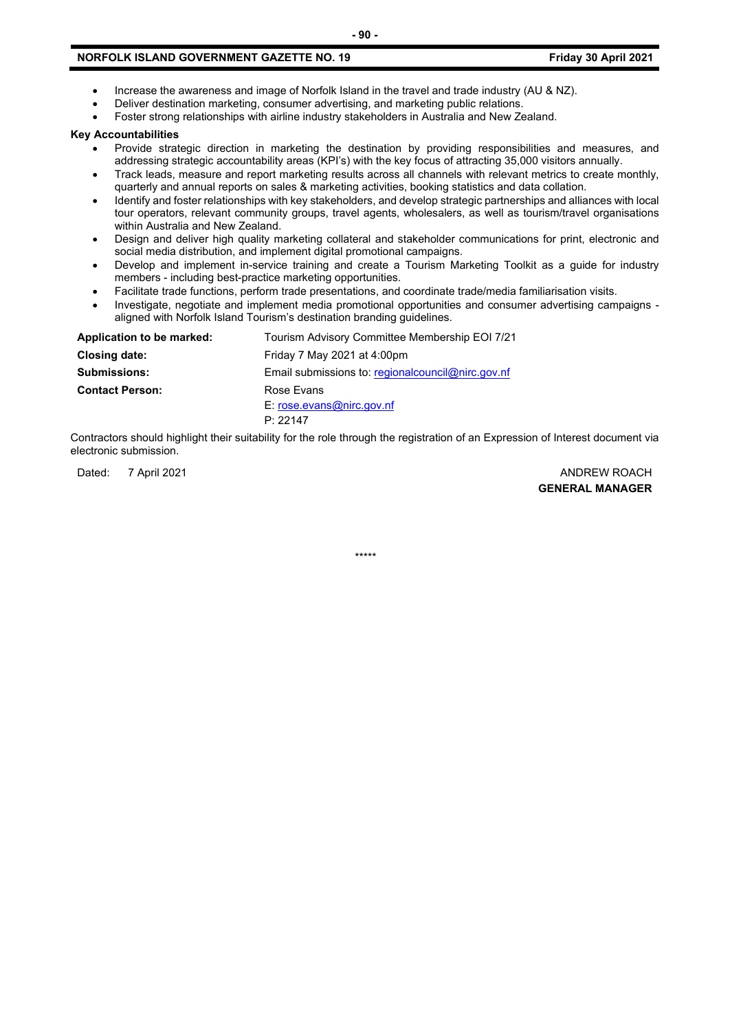- Increase the awareness and image of Norfolk Island in the travel and trade industry (AU & NZ).
- Deliver destination marketing, consumer advertising, and marketing public relations.
- Foster strong relationships with airline industry stakeholders in Australia and New Zealand.

**Key Accountabilities**

- Provide strategic direction in marketing the destination by providing responsibilities and measures, and addressing strategic accountability areas (KPI's) with the key focus of attracting 35,000 visitors annually.
- Track leads, measure and report marketing results across all channels with relevant metrics to create monthly, quarterly and annual reports on sales & marketing activities, booking statistics and data collation.
- Identify and foster relationships with key stakeholders, and develop strategic partnerships and alliances with local tour operators, relevant community groups, travel agents, wholesalers, as well as tourism/travel organisations within Australia and New Zealand.
- Design and deliver high quality marketing collateral and stakeholder communications for print, electronic and social media distribution, and implement digital promotional campaigns.
- Develop and implement in-service training and create a Tourism Marketing Toolkit as a guide for industry members - including best-practice marketing opportunities.
- Facilitate trade functions, perform trade presentations, and coordinate trade/media familiarisation visits.
- Investigate, negotiate and implement media promotional opportunities and consumer advertising campaigns - aligned with Norfolk Island Tourism's destination branding guidelines.

| | |
|---|---|
| **Application to be marked:** | Tourism Advisory Committee Membership EOI 7/21 |
| **Closing date:** | Friday 7 May 2021 at 4:00pm |
| **Submissions:** | Email submissions to: regionalcouncil@nirc.gov.nf |
| **Contact Person:** | Rose Evans<br>E: rose.evans@nirc.gov.nf<br>P: 22147 |

Contractors should highlight their suitability for the role through the registration of an Expression of Interest document via electronic submission.

Dated: 7 April 2021

ANDREW ROACH
**GENERAL MANAGER**

*****